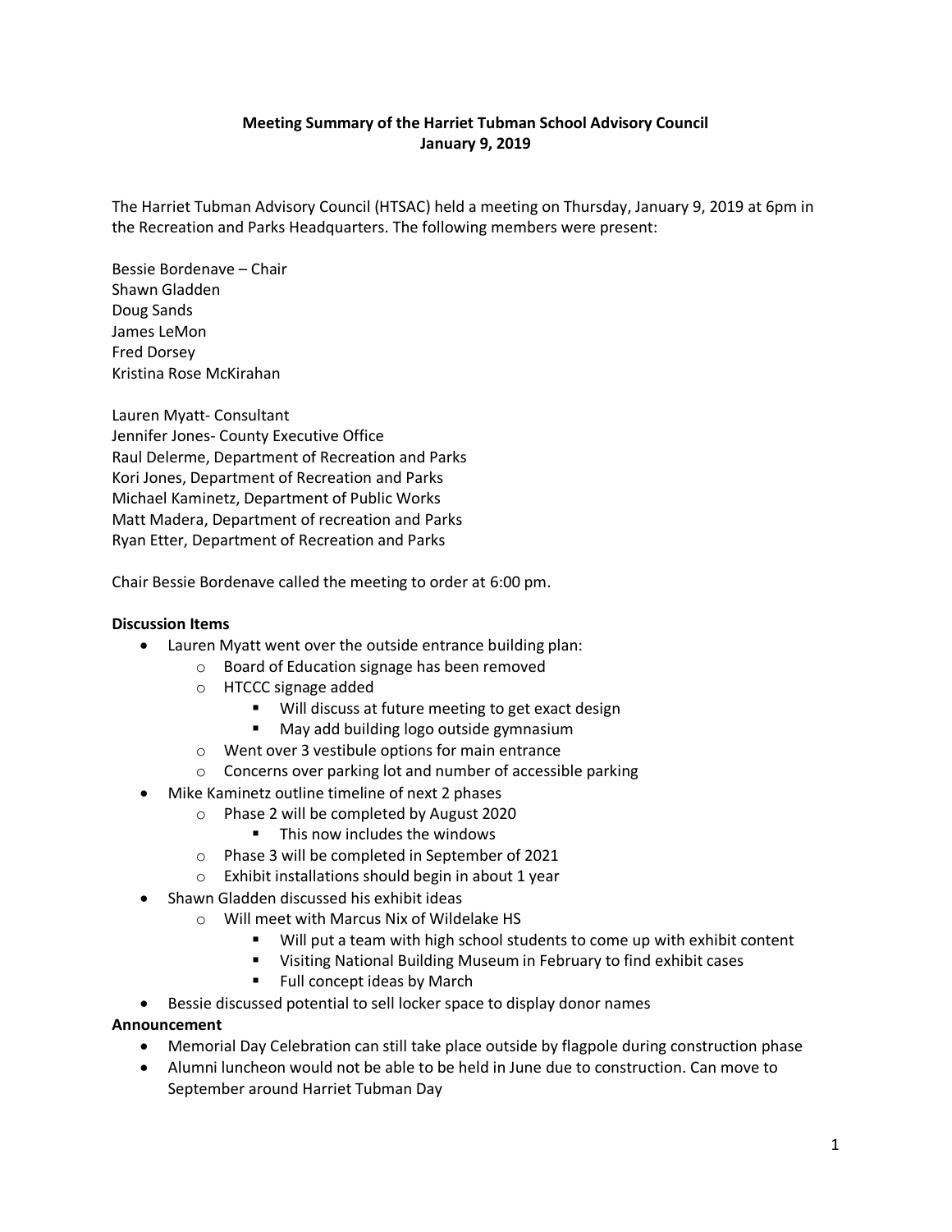**Meeting Summary of the Harriet Tubman School Advisory Council**
**January 9, 2019**

The Harriet Tubman Advisory Council (HTSAC) held a meeting on Thursday, January 9, 2019 at 6pm in the Recreation and Parks Headquarters. The following members were present:

Bessie Bordenave – Chair
Shawn Gladden
Doug Sands
James LeMon
Fred Dorsey
Kristina Rose McKirahan

Lauren Myatt- Consultant
Jennifer Jones- County Executive Office
Raul Delerme, Department of Recreation and Parks
Kori Jones, Department of Recreation and Parks
Michael Kaminetz, Department of Public Works
Matt Madera, Department of recreation and Parks
Ryan Etter, Department of Recreation and Parks

Chair Bessie Bordenave called the meeting to order at 6:00 pm.

**Discussion Items**

- Lauren Myatt went over the outside entrance building plan:
  - Board of Education signage has been removed
  - HTCCC signage added
    - Will discuss at future meeting to get exact design
    - May add building logo outside gymnasium
  - Went over 3 vestibule options for main entrance
  - Concerns over parking lot and number of accessible parking
- Mike Kaminetz outline timeline of next 2 phases
  - Phase 2 will be completed by August 2020
    - This now includes the windows
  - Phase 3 will be completed in September of 2021
  - Exhibit installations should begin in about 1 year
- Shawn Gladden discussed his exhibit ideas
  - Will meet with Marcus Nix of Wildelake HS
    - Will put a team with high school students to come up with exhibit content
    - Visiting National Building Museum in February to find exhibit cases
    - Full concept ideas by March
- Bessie discussed potential to sell locker space to display donor names

**Announcement**

- Memorial Day Celebration can still take place outside by flagpole during construction phase
- Alumni luncheon would not be able to be held in June due to construction. Can move to September around Harriet Tubman Day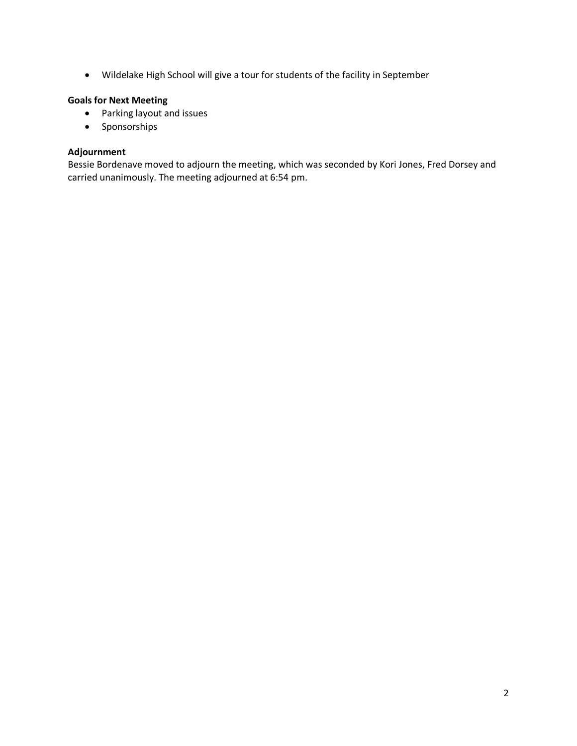- Wildelake High School will give a tour for students of the facility in September

**Goals for Next Meeting**

- Parking layout and issues
- Sponsorships

**Adjournment**

Bessie Bordenave moved to adjourn the meeting, which was seconded by Kori Jones, Fred Dorsey and carried unanimously. The meeting adjourned at 6:54 pm.